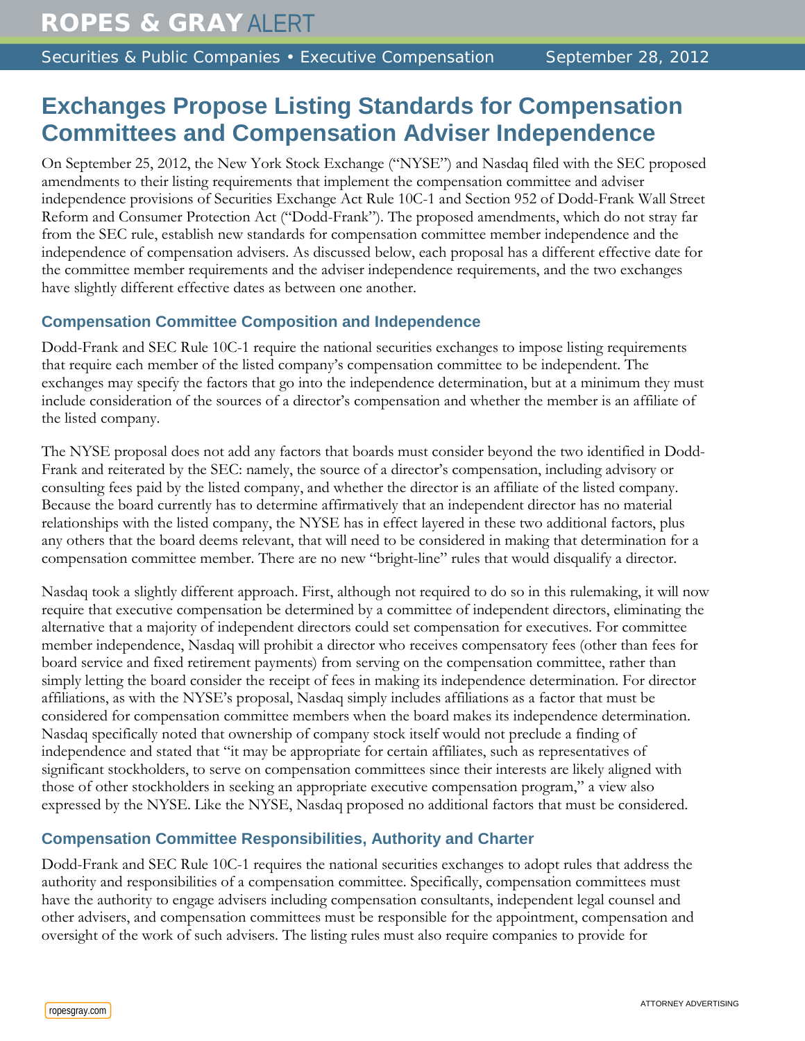# Exchanges Propose Listing Standards for Compensation Committees and Compensation Adviser Independence

On September 25, 2012, the New York Stock Exchange ("NYSE") and Nasdaq filed with the SEC proposed amendments to their listing requirements that implement the compensation committee and adviser independence provisions of Securities Exchange Act Rule 10C-1 and Section 952 of Dodd-Frank Wall Street Reform and Consumer Protection Act ("Dodd-Frank"). The proposed amendments, which do not stray far from the SEC rule, establish new standards for compensation committee member independence and the independence of compensation advisers. As discussed below, each proposal has a different effective date for the committee member requirements and the adviser independence requirements, and the two exchanges have slightly different effective dates as between one another.

## Compensation Committee Composition and Independence

Dodd-Frank and SEC Rule 10C-1 require the national securities exchanges to impose listing requirements that require each member of the listed company's compensation committee to be independent. The exchanges may specify the factors that go into the independence determination, but at a minimum they must include consideration of the sources of a director's compensation and whether the member is an affiliate of the listed company.

The NYSE proposal does not add any factors that boards must consider beyond the two identified in Dodd-Frank and reiterated by the SEC: namely, the source of a director's compensation, including advisory or consulting fees paid by the listed company, and whether the director is an affiliate of the listed company. Because the board currently has to determine affirmatively that an independent director has no material relationships with the listed company, the NYSE has in effect layered in these two additional factors, plus any others that the board deems relevant, that will need to be considered in making that determination for a compensation committee member. There are no new "bright-line" rules that would disqualify a director.

Nasdaq took a slightly different approach. First, although not required to do so in this rulemaking, it will now require that executive compensation be determined by a committee of independent directors, eliminating the alternative that a majority of independent directors could set compensation for executives. For committee member independence, Nasdaq will prohibit a director who receives compensatory fees (other than fees for board service and fixed retirement payments) from serving on the compensation committee, rather than simply letting the board consider the receipt of fees in making its independence determination. For director affiliations, as with the NYSE's proposal, Nasdaq simply includes affiliations as a factor that must be considered for compensation committee members when the board makes its independence determination. Nasdaq specifically noted that ownership of company stock itself would not preclude a finding of independence and stated that "it may be appropriate for certain affiliates, such as representatives of significant stockholders, to serve on compensation committees since their interests are likely aligned with those of other stockholders in seeking an appropriate executive compensation program," a view also expressed by the NYSE. Like the NYSE, Nasdaq proposed no additional factors that must be considered.

## Compensation Committee Responsibilities, Authority and Charter

Dodd-Frank and SEC Rule 10C-1 requires the national securities exchanges to adopt rules that address the authority and responsibilities of a compensation committee. Specifically, compensation committees must have the authority to engage advisers including compensation consultants, independent legal counsel and other advisers, and compensation committees must be responsible for the appointment, compensation and oversight of the work of such advisers. The listing rules must also require companies to provide for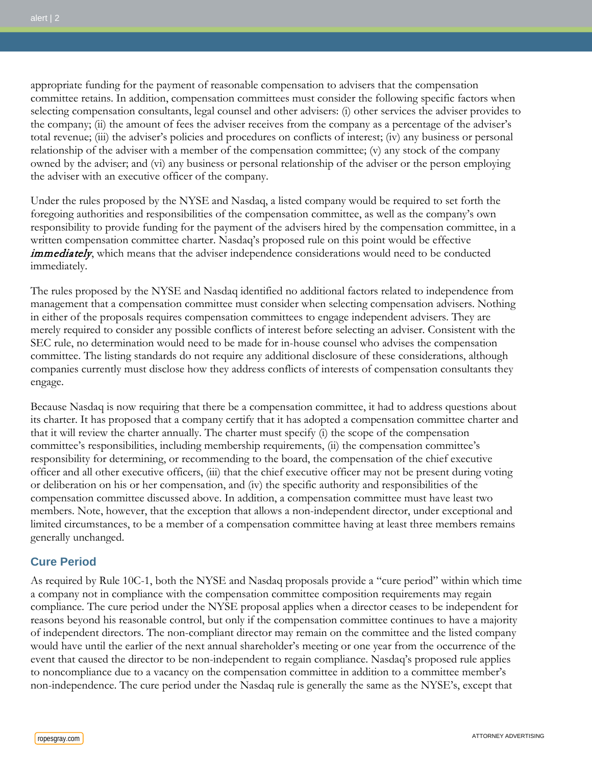appropriate funding for the payment of reasonable compensation to advisers that the compensation committee retains. In addition, compensation committees must consider the following specific factors when selecting compensation consultants, legal counsel and other advisers: (i) other services the adviser provides to the company; (ii) the amount of fees the adviser receives from the company as a percentage of the adviser's total revenue; (iii) the adviser's policies and procedures on conflicts of interest; (iv) any business or personal relationship of the adviser with a member of the compensation committee; (v) any stock of the company owned by the adviser; and (vi) any business or personal relationship of the adviser or the person employing the adviser with an executive officer of the company.

Under the rules proposed by the NYSE and Nasdaq, a listed company would be required to set forth the foregoing authorities and responsibilities of the compensation committee, as well as the company's own responsibility to provide funding for the payment of the advisers hired by the compensation committee, in a written compensation committee charter. Nasdaq's proposed rule on this point would be effective ***immediately***, which means that the adviser independence considerations would need to be conducted immediately.

The rules proposed by the NYSE and Nasdaq identified no additional factors related to independence from management that a compensation committee must consider when selecting compensation advisers. Nothing in either of the proposals requires compensation committees to engage independent advisers. They are merely required to consider any possible conflicts of interest before selecting an adviser. Consistent with the SEC rule, no determination would need to be made for in-house counsel who advises the compensation committee. The listing standards do not require any additional disclosure of these considerations, although companies currently must disclose how they address conflicts of interests of compensation consultants they engage.

Because Nasdaq is now requiring that there be a compensation committee, it had to address questions about its charter. It has proposed that a company certify that it has adopted a compensation committee charter and that it will review the charter annually. The charter must specify (i) the scope of the compensation committee's responsibilities, including membership requirements, (ii) the compensation committee's responsibility for determining, or recommending to the board, the compensation of the chief executive officer and all other executive officers, (iii) that the chief executive officer may not be present during voting or deliberation on his or her compensation, and (iv) the specific authority and responsibilities of the compensation committee discussed above. In addition, a compensation committee must have least two members. Note, however, that the exception that allows a non-independent director, under exceptional and limited circumstances, to be a member of a compensation committee having at least three members remains generally unchanged.

## Cure Period

As required by Rule 10C-1, both the NYSE and Nasdaq proposals provide a "cure period" within which time a company not in compliance with the compensation committee composition requirements may regain compliance. The cure period under the NYSE proposal applies when a director ceases to be independent for reasons beyond his reasonable control, but only if the compensation committee continues to have a majority of independent directors. The non-compliant director may remain on the committee and the listed company would have until the earlier of the next annual shareholder's meeting or one year from the occurrence of the event that caused the director to be non-independent to regain compliance. Nasdaq's proposed rule applies to noncompliance due to a vacancy on the compensation committee in addition to a committee member's non-independence. The cure period under the Nasdaq rule is generally the same as the NYSE's, except that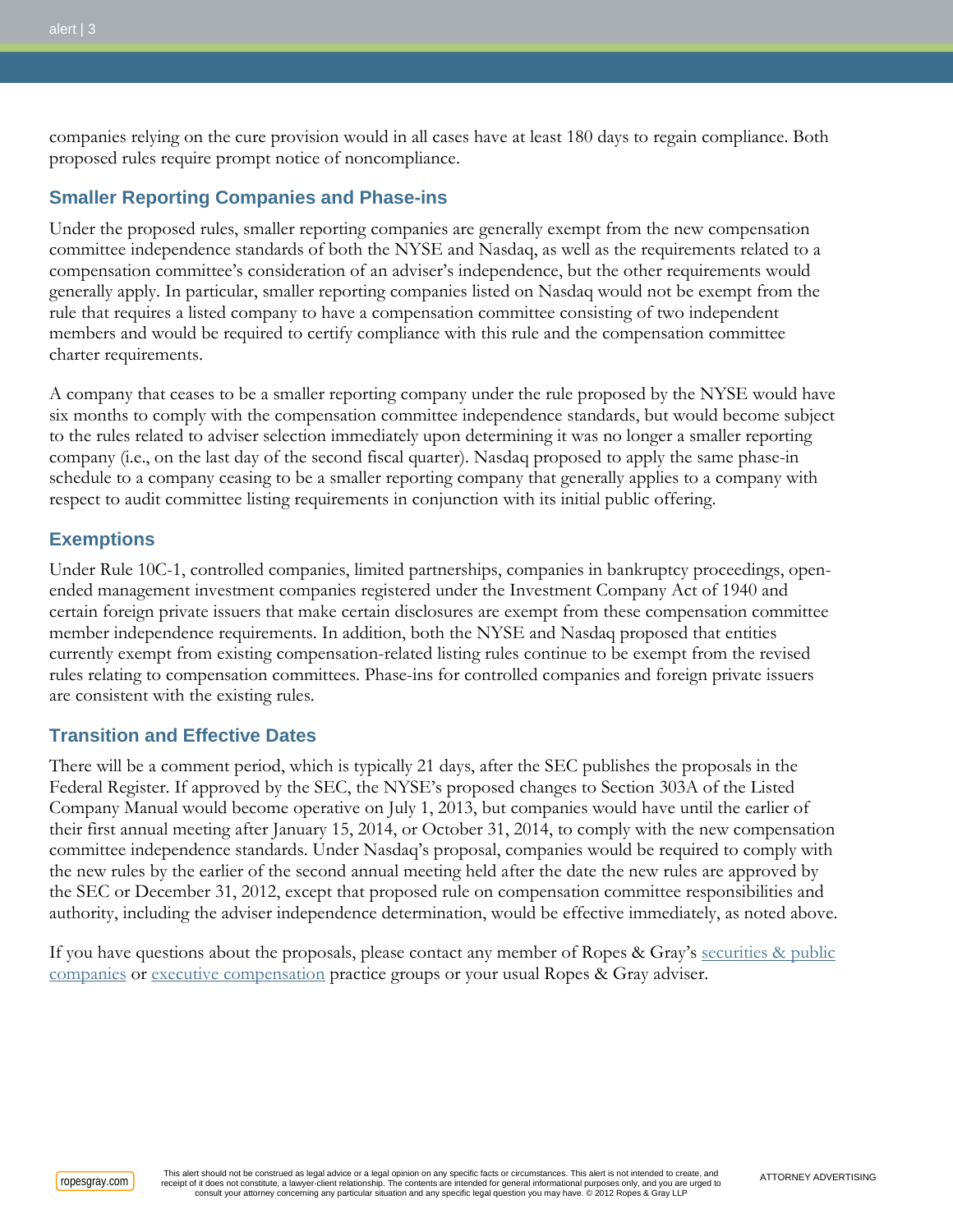companies relying on the cure provision would in all cases have at least 180 days to regain compliance. Both proposed rules require prompt notice of noncompliance.

### Smaller Reporting Companies and Phase-ins

Under the proposed rules, smaller reporting companies are generally exempt from the new compensation committee independence standards of both the NYSE and Nasdaq, as well as the requirements related to a compensation committee's consideration of an adviser's independence, but the other requirements would generally apply. In particular, smaller reporting companies listed on Nasdaq would not be exempt from the rule that requires a listed company to have a compensation committee consisting of two independent members and would be required to certify compliance with this rule and the compensation committee charter requirements.

A company that ceases to be a smaller reporting company under the rule proposed by the NYSE would have six months to comply with the compensation committee independence standards, but would become subject to the rules related to adviser selection immediately upon determining it was no longer a smaller reporting company (i.e., on the last day of the second fiscal quarter). Nasdaq proposed to apply the same phase-in schedule to a company ceasing to be a smaller reporting company that generally applies to a company with respect to audit committee listing requirements in conjunction with its initial public offering.

### Exemptions

Under Rule 10C-1, controlled companies, limited partnerships, companies in bankruptcy proceedings, open-ended management investment companies registered under the Investment Company Act of 1940 and certain foreign private issuers that make certain disclosures are exempt from these compensation committee member independence requirements. In addition, both the NYSE and Nasdaq proposed that entities currently exempt from existing compensation-related listing rules continue to be exempt from the revised rules relating to compensation committees. Phase-ins for controlled companies and foreign private issuers are consistent with the existing rules.

### Transition and Effective Dates

There will be a comment period, which is typically 21 days, after the SEC publishes the proposals in the Federal Register. If approved by the SEC, the NYSE's proposed changes to Section 303A of the Listed Company Manual would become operative on July 1, 2013, but companies would have until the earlier of their first annual meeting after January 15, 2014, or October 31, 2014, to comply with the new compensation committee independence standards. Under Nasdaq's proposal, companies would be required to comply with the new rules by the earlier of the second annual meeting held after the date the new rules are approved by the SEC or December 31, 2012, except that proposed rule on compensation committee responsibilities and authority, including the adviser independence determination, would be effective immediately, as noted above.

If you have questions about the proposals, please contact any member of Ropes & Gray's securities & public companies or executive compensation practice groups or your usual Ropes & Gray adviser.

This alert should not be construed as legal advice or a legal opinion on any specific facts or circumstances. This alert is not intended to create, and receipt of it does not constitute, a lawyer-client relationship. The contents are intended for general informational purposes only, and you are urged to consult your attorney concerning any particular situation and any specific legal question you may have. © 2012 Ropes & Gray LLP

ATTORNEY ADVERTISING